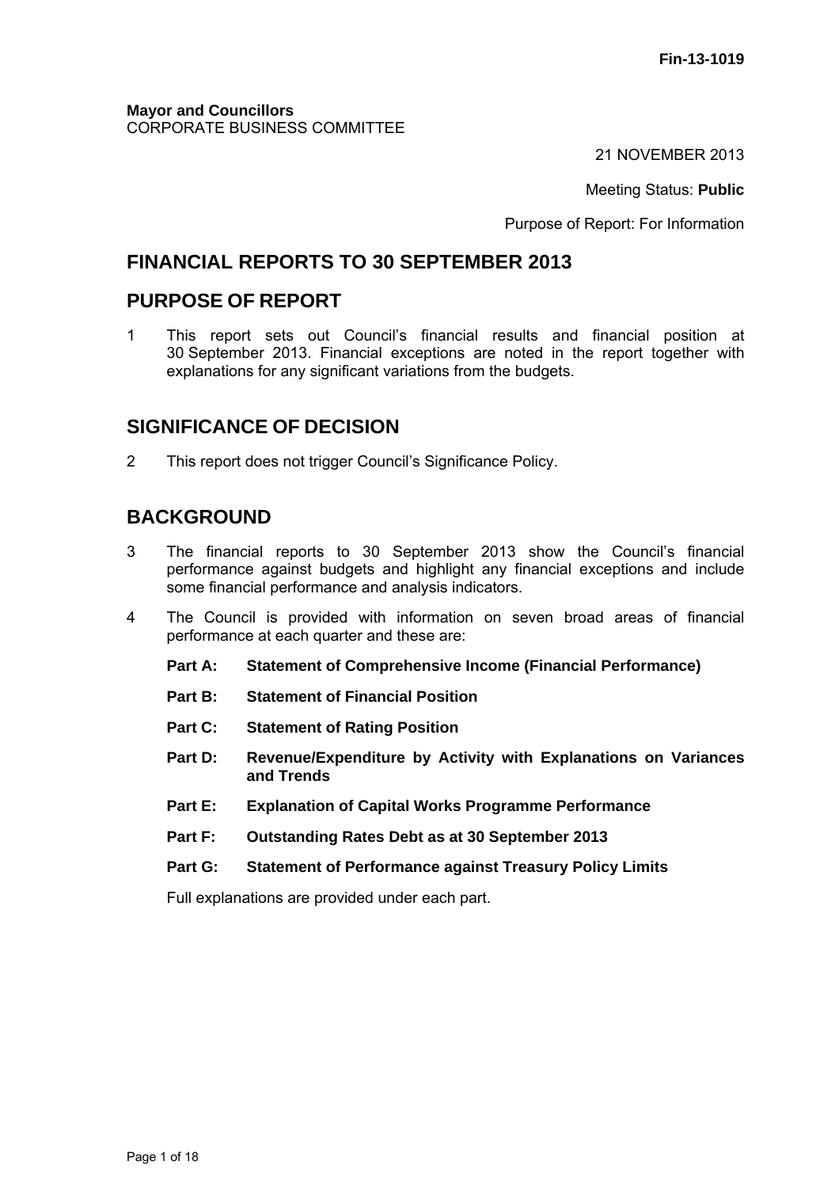Fin-13-1019

**Mayor and Councillors**
CORPORATE BUSINESS COMMITTEE

21 NOVEMBER 2013

Meeting Status: **Public**

Purpose of Report: For Information

## FINANCIAL REPORTS TO 30 SEPTEMBER 2013

## PURPOSE OF REPORT

1 This report sets out Council's financial results and financial position at 30 September 2013. Financial exceptions are noted in the report together with explanations for any significant variations from the budgets.

## SIGNIFICANCE OF DECISION

2 This report does not trigger Council's Significance Policy.

## BACKGROUND

3 The financial reports to 30 September 2013 show the Council's financial performance against budgets and highlight any financial exceptions and include some financial performance and analysis indicators.

4 The Council is provided with information on seven broad areas of financial performance at each quarter and these are:

**Part A: Statement of Comprehensive Income (Financial Performance)**

**Part B: Statement of Financial Position**

**Part C: Statement of Rating Position**

**Part D: Revenue/Expenditure by Activity with Explanations on Variances and Trends**

**Part E: Explanation of Capital Works Programme Performance**

**Part F: Outstanding Rates Debt as at 30 September 2013**

**Part G: Statement of Performance against Treasury Policy Limits**

Full explanations are provided under each part.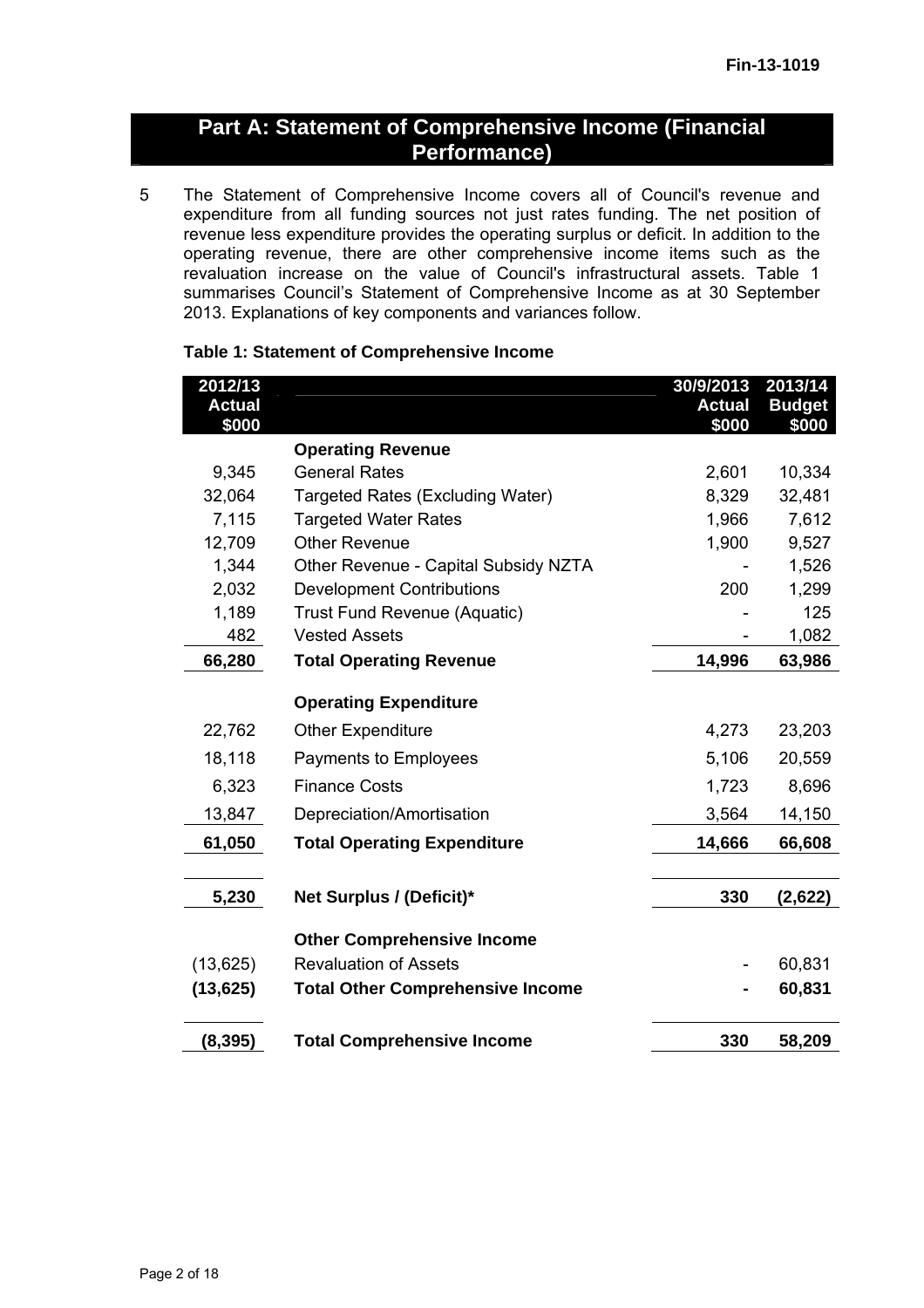Fin-13-1019

## Part A: Statement of Comprehensive Income (Financial Performance)

5 The Statement of Comprehensive Income covers all of Council's revenue and expenditure from all funding sources not just rates funding. The net position of revenue less expenditure provides the operating surplus or deficit. In addition to the operating revenue, there are other comprehensive income items such as the revaluation increase on the value of Council's infrastructural assets. Table 1 summarises Council's Statement of Comprehensive Income as at 30 September 2013. Explanations of key components and variances follow.

**Table 1: Statement of Comprehensive Income**

| 2012/13 Actual $000 | | 30/9/2013 Actual $000 | 2013/14 Budget $000 |
|---|---|---|---|
| | **Operating Revenue** | | |
| 9,345 | General Rates | 2,601 | 10,334 |
| 32,064 | Targeted Rates (Excluding Water) | 8,329 | 32,481 |
| 7,115 | Targeted Water Rates | 1,966 | 7,612 |
| 12,709 | Other Revenue | 1,900 | 9,527 |
| 1,344 | Other Revenue - Capital Subsidy NZTA | - | 1,526 |
| 2,032 | Development Contributions | 200 | 1,299 |
| 1,189 | Trust Fund Revenue (Aquatic) | - | 125 |
| 482 | Vested Assets | - | 1,082 |
| **66,280** | **Total Operating Revenue** | **14,996** | **63,986** |
| | **Operating Expenditure** | | |
| 22,762 | Other Expenditure | 4,273 | 23,203 |
| 18,118 | Payments to Employees | 5,106 | 20,559 |
| 6,323 | Finance Costs | 1,723 | 8,696 |
| 13,847 | Depreciation/Amortisation | 3,564 | 14,150 |
| **61,050** | **Total Operating Expenditure** | **14,666** | **66,608** |
| **5,230** | **Net Surplus / (Deficit)*** | **330** | **(2,622)** |
| | **Other Comprehensive Income** | | |
| (13,625) | Revaluation of Assets | - | 60,831 |
| **(13,625)** | **Total Other Comprehensive Income** | **-** | **60,831** |
| **(8,395)** | **Total Comprehensive Income** | **330** | **58,209** |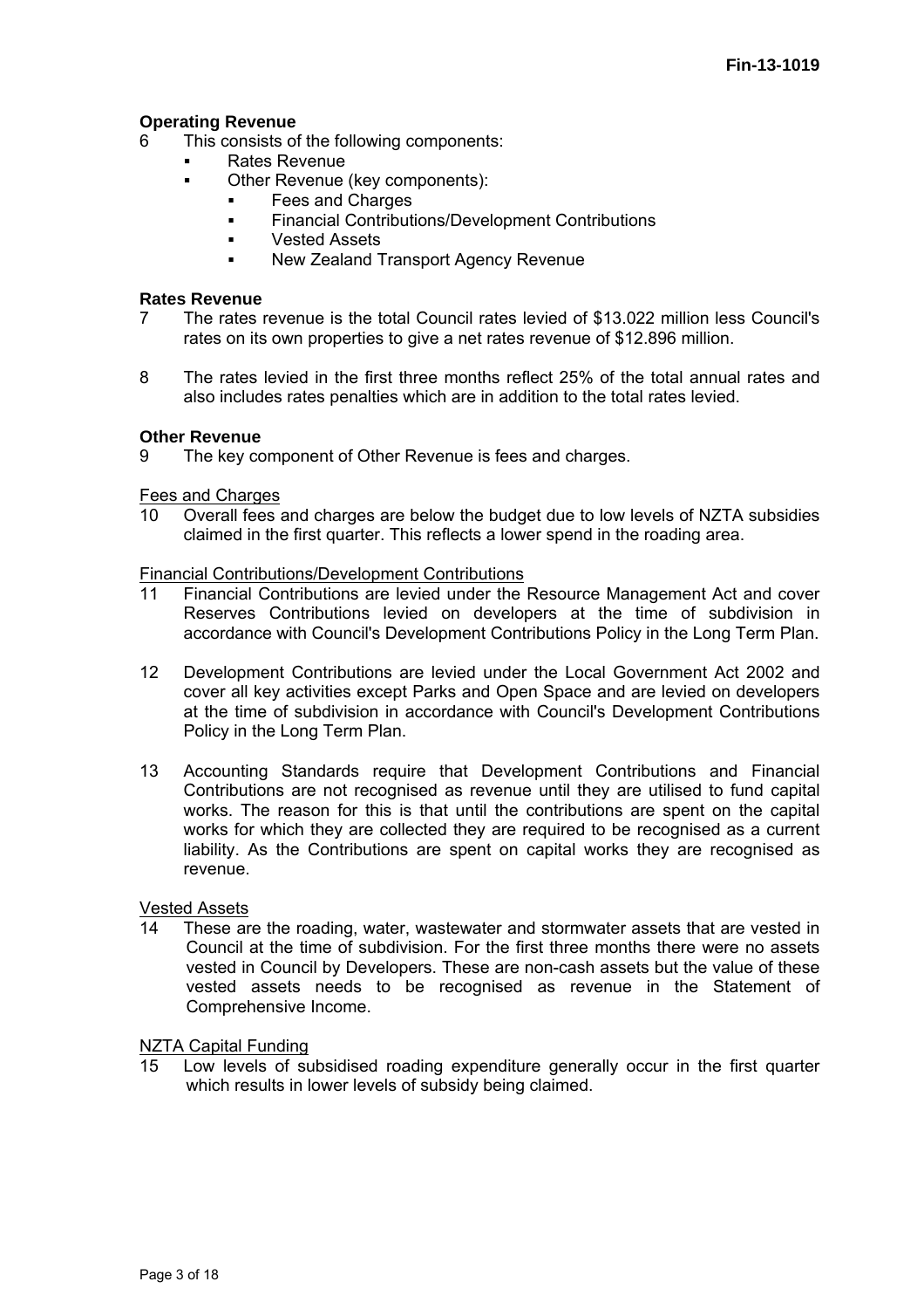## Operating Revenue

6 This consists of the following components:

- Rates Revenue
- Other Revenue (key components):
  - Fees and Charges
  - Financial Contributions/Development Contributions
  - Vested Assets
  - New Zealand Transport Agency Revenue

## Rates Revenue

7 The rates revenue is the total Council rates levied of $13.022 million less Council's rates on its own properties to give a net rates revenue of $12.896 million.

8 The rates levied in the first three months reflect 25% of the total annual rates and also includes rates penalties which are in addition to the total rates levied.

## Other Revenue

9 The key component of Other Revenue is fees and charges.

### Fees and Charges

10 Overall fees and charges are below the budget due to low levels of NZTA subsidies claimed in the first quarter. This reflects a lower spend in the roading area.

### Financial Contributions/Development Contributions

11 Financial Contributions are levied under the Resource Management Act and cover Reserves Contributions levied on developers at the time of subdivision in accordance with Council's Development Contributions Policy in the Long Term Plan.

12 Development Contributions are levied under the Local Government Act 2002 and cover all key activities except Parks and Open Space and are levied on developers at the time of subdivision in accordance with Council's Development Contributions Policy in the Long Term Plan.

13 Accounting Standards require that Development Contributions and Financial Contributions are not recognised as revenue until they are utilised to fund capital works. The reason for this is that until the contributions are spent on the capital works for which they are collected they are required to be recognised as a current liability. As the Contributions are spent on capital works they are recognised as revenue.

### Vested Assets

14 These are the roading, water, wastewater and stormwater assets that are vested in Council at the time of subdivision. For the first three months there were no assets vested in Council by Developers. These are non-cash assets but the value of these vested assets needs to be recognised as revenue in the Statement of Comprehensive Income.

### NZTA Capital Funding

15 Low levels of subsidised roading expenditure generally occur in the first quarter which results in lower levels of subsidy being claimed.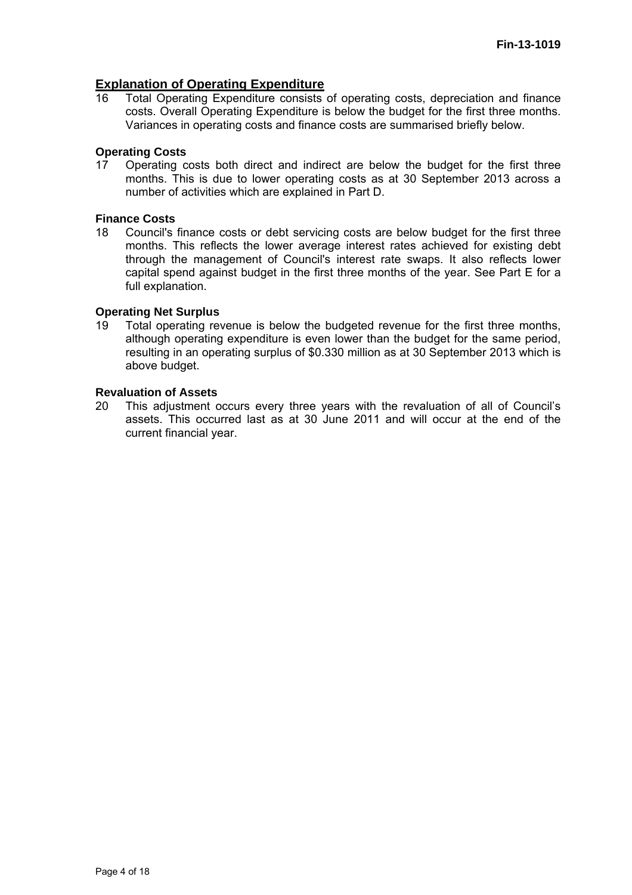## Explanation of Operating Expenditure

16 Total Operating Expenditure consists of operating costs, depreciation and finance costs. Overall Operating Expenditure is below the budget for the first three months. Variances in operating costs and finance costs are summarised briefly below.

### Operating Costs

17 Operating costs both direct and indirect are below the budget for the first three months. This is due to lower operating costs as at 30 September 2013 across a number of activities which are explained in Part D.

### Finance Costs

18 Council's finance costs or debt servicing costs are below budget for the first three months. This reflects the lower average interest rates achieved for existing debt through the management of Council's interest rate swaps. It also reflects lower capital spend against budget in the first three months of the year. See Part E for a full explanation.

### Operating Net Surplus

19 Total operating revenue is below the budgeted revenue for the first three months, although operating expenditure is even lower than the budget for the same period, resulting in an operating surplus of $0.330 million as at 30 September 2013 which is above budget.

### Revaluation of Assets

20 This adjustment occurs every three years with the revaluation of all of Council's assets. This occurred last as at 30 June 2011 and will occur at the end of the current financial year.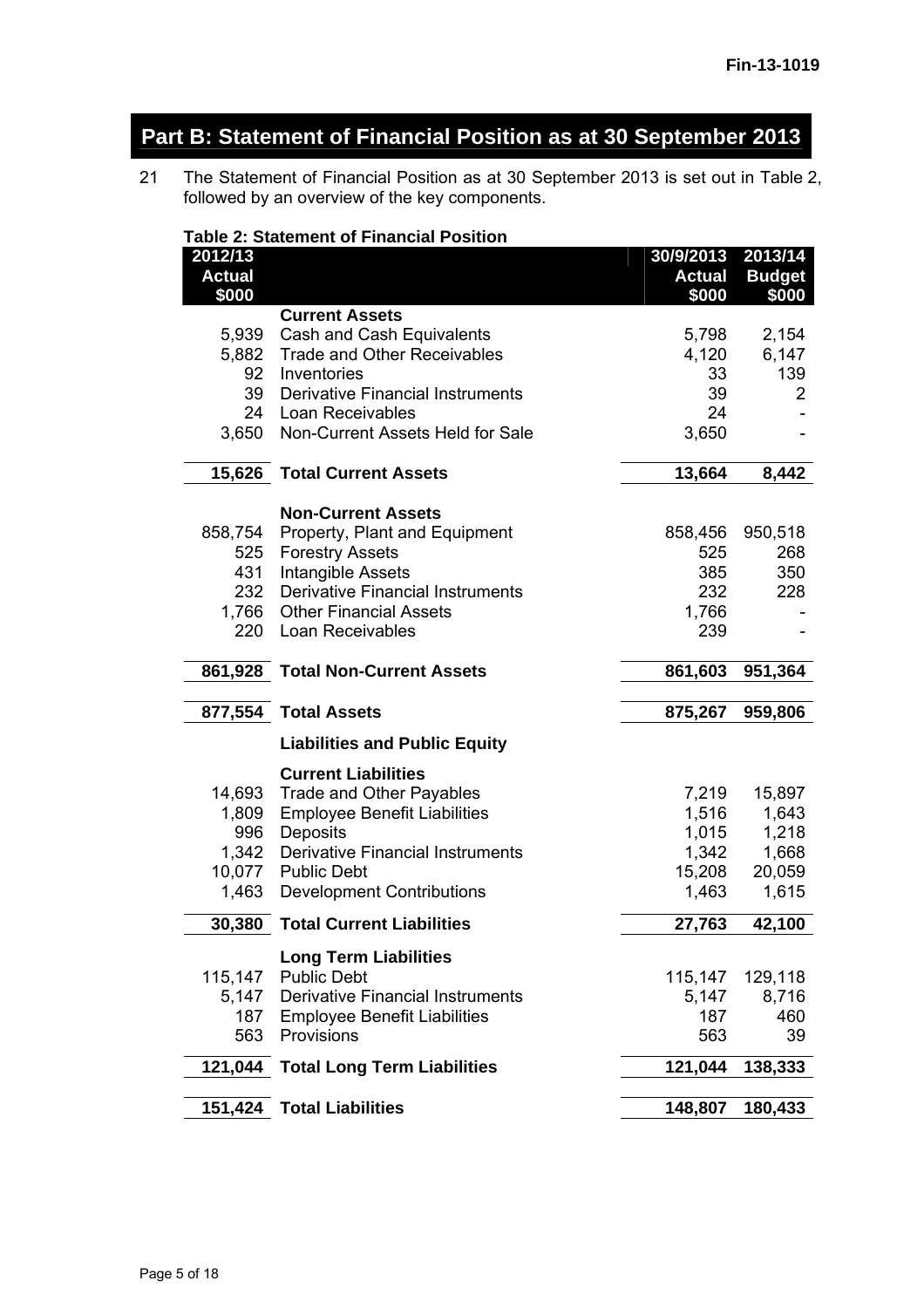Fin-13-1019

# Part B: Statement of Financial Position as at 30 September 2013

21 The Statement of Financial Position as at 30 September 2013 is set out in Table 2, followed by an overview of the key components.

**Table 2: Statement of Financial Position**

| 2012/13 Actual $000 | | 30/9/2013 Actual $000 | 2013/14 Budget $000 |
|---|---|---|---|
| | **Current Assets** | | |
| 5,939 | Cash and Cash Equivalents | 5,798 | 2,154 |
| 5,882 | Trade and Other Receivables | 4,120 | 6,147 |
| 92 | Inventories | 33 | 139 |
| 39 | Derivative Financial Instruments | 39 | 2 |
| 24 | Loan Receivables | 24 | - |
| 3,650 | Non-Current Assets Held for Sale | 3,650 | - |
| **15,626** | **Total Current Assets** | **13,664** | **8,442** |
| | **Non-Current Assets** | | |
| 858,754 | Property, Plant and Equipment | 858,456 | 950,518 |
| 525 | Forestry Assets | 525 | 268 |
| 431 | Intangible Assets | 385 | 350 |
| 232 | Derivative Financial Instruments | 232 | 228 |
| 1,766 | Other Financial Assets | 1,766 | - |
| 220 | Loan Receivables | 239 | - |
| **861,928** | **Total Non-Current Assets** | **861,603** | **951,364** |
| **877,554** | **Total Assets** | **875,267** | **959,806** |
| | **Liabilities and Public Equity** | | |
| | **Current Liabilities** | | |
| 14,693 | Trade and Other Payables | 7,219 | 15,897 |
| 1,809 | Employee Benefit Liabilities | 1,516 | 1,643 |
| 996 | Deposits | 1,015 | 1,218 |
| 1,342 | Derivative Financial Instruments | 1,342 | 1,668 |
| 10,077 | Public Debt | 15,208 | 20,059 |
| 1,463 | Development Contributions | 1,463 | 1,615 |
| **30,380** | **Total Current Liabilities** | **27,763** | **42,100** |
| | **Long Term Liabilities** | | |
| 115,147 | Public Debt | 115,147 | 129,118 |
| 5,147 | Derivative Financial Instruments | 5,147 | 8,716 |
| 187 | Employee Benefit Liabilities | 187 | 460 |
| 563 | Provisions | 563 | 39 |
| **121,044** | **Total Long Term Liabilities** | **121,044** | **138,333** |
| **151,424** | **Total Liabilities** | **148,807** | **180,433** |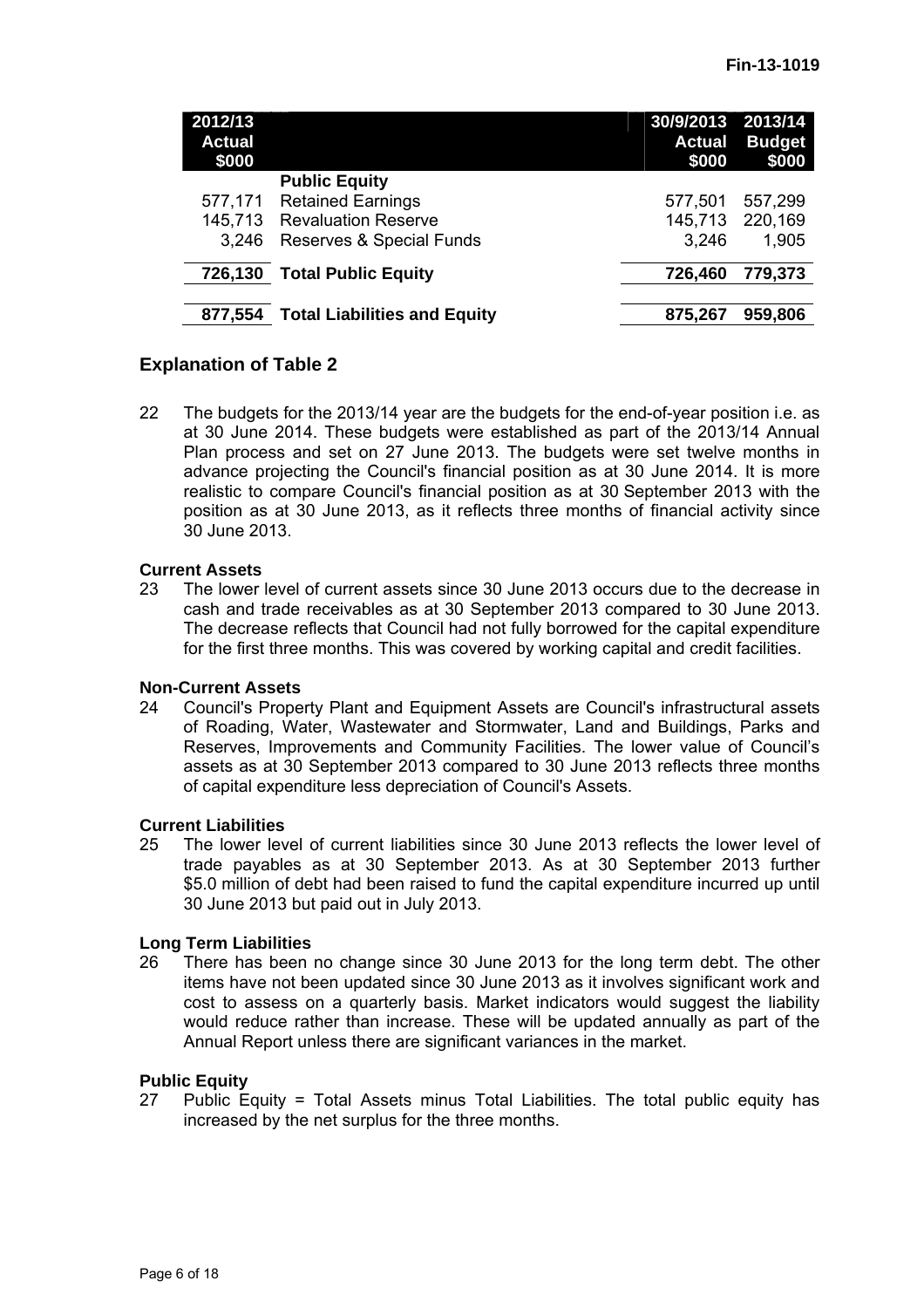| 2012/13 Actual $000 | | 30/9/2013 Actual $000 | 2013/14 Budget $000 |
|---|---|---|---|
| | **Public Equity** | | |
| 577,171 | Retained Earnings | 577,501 | 557,299 |
| 145,713 | Revaluation Reserve | 145,713 | 220,169 |
| 3,246 | Reserves & Special Funds | 3,246 | 1,905 |
| **726,130** | **Total Public Equity** | **726,460** | **779,373** |
| **877,554** | **Total Liabilities and Equity** | **875,267** | **959,806** |

## Explanation of Table 2

22 The budgets for the 2013/14 year are the budgets for the end-of-year position i.e. as at 30 June 2014. These budgets were established as part of the 2013/14 Annual Plan process and set on 27 June 2013. The budgets were set twelve months in advance projecting the Council's financial position as at 30 June 2014. It is more realistic to compare Council's financial position as at 30 September 2013 with the position as at 30 June 2013, as it reflects three months of financial activity since 30 June 2013.

**Current Assets**

23 The lower level of current assets since 30 June 2013 occurs due to the decrease in cash and trade receivables as at 30 September 2013 compared to 30 June 2013. The decrease reflects that Council had not fully borrowed for the capital expenditure for the first three months. This was covered by working capital and credit facilities.

**Non-Current Assets**

24 Council's Property Plant and Equipment Assets are Council's infrastructural assets of Roading, Water, Wastewater and Stormwater, Land and Buildings, Parks and Reserves, Improvements and Community Facilities. The lower value of Council's assets as at 30 September 2013 compared to 30 June 2013 reflects three months of capital expenditure less depreciation of Council's Assets.

**Current Liabilities**

25 The lower level of current liabilities since 30 June 2013 reflects the lower level of trade payables as at 30 September 2013. As at 30 September 2013 further $5.0 million of debt had been raised to fund the capital expenditure incurred up until 30 June 2013 but paid out in July 2013.

**Long Term Liabilities**

26 There has been no change since 30 June 2013 for the long term debt. The other items have not been updated since 30 June 2013 as it involves significant work and cost to assess on a quarterly basis. Market indicators would suggest the liability would reduce rather than increase. These will be updated annually as part of the Annual Report unless there are significant variances in the market.

**Public Equity**

27 Public Equity = Total Assets minus Total Liabilities. The total public equity has increased by the net surplus for the three months.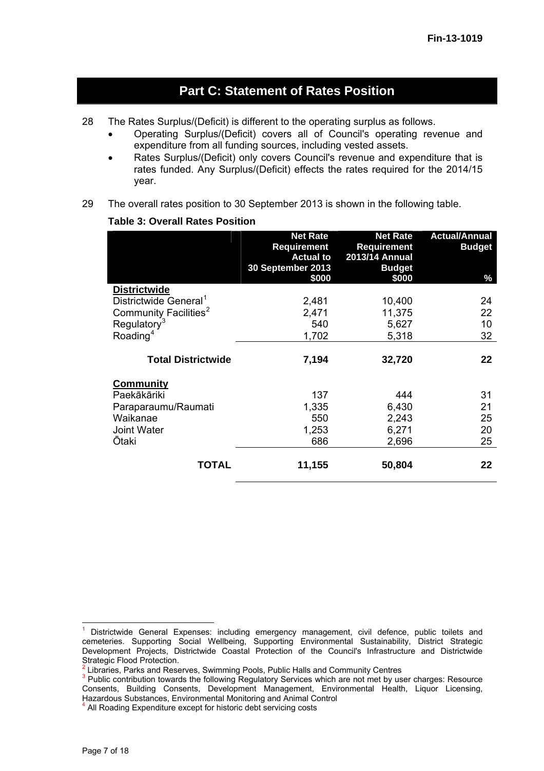Fin-13-1019

## Part C: Statement of Rates Position

28 The Rates Surplus/(Deficit) is different to the operating surplus as follows.

- Operating Surplus/(Deficit) covers all of Council's operating revenue and expenditure from all funding sources, including vested assets.
- Rates Surplus/(Deficit) only covers Council's revenue and expenditure that is rates funded. Any Surplus/(Deficit) effects the rates required for the 2014/15 year.

29 The overall rates position to 30 September 2013 is shown in the following table.

**Table 3: Overall Rates Position**

| | Net Rate Requirement Actual to 30 September 2013 $000 | Net Rate Requirement 2013/14 Annual Budget $000 | Actual/Annual Budget % |
|---|---|---|---|
| **Districtwide** | | | |
| Districtwide General[1] | 2,481 | 10,400 | 24 |
| Community Facilities[2] | 2,471 | 11,375 | 22 |
| Regulatory[3] | 540 | 5,627 | 10 |
| Roading[4] | 1,702 | 5,318 | 32 |
| **Total Districtwide** | **7,194** | **32,720** | **22** |
| **Community** | | | |
| Paekākāriki | 137 | 444 | 31 |
| Paraparaumu/Raumati | 1,335 | 6,430 | 21 |
| Waikanae | 550 | 2,243 | 25 |
| Joint Water | 1,253 | 6,271 | 20 |
| Ōtaki | 686 | 2,696 | 25 |
| **TOTAL** | **11,155** | **50,804** | **22** |

[1] Districtwide General Expenses: including emergency management, civil defence, public toilets and cemeteries. Supporting Social Wellbeing, Supporting Environmental Sustainability, District Strategic Development Projects, Districtwide Coastal Protection of the Council's Infrastructure and Districtwide Strategic Flood Protection.

[2] Libraries, Parks and Reserves, Swimming Pools, Public Halls and Community Centres

[3] Public contribution towards the following Regulatory Services which are not met by user charges: Resource Consents, Building Consents, Development Management, Environmental Health, Liquor Licensing, Hazardous Substances, Environmental Monitoring and Animal Control

[4] All Roading Expenditure except for historic debt servicing costs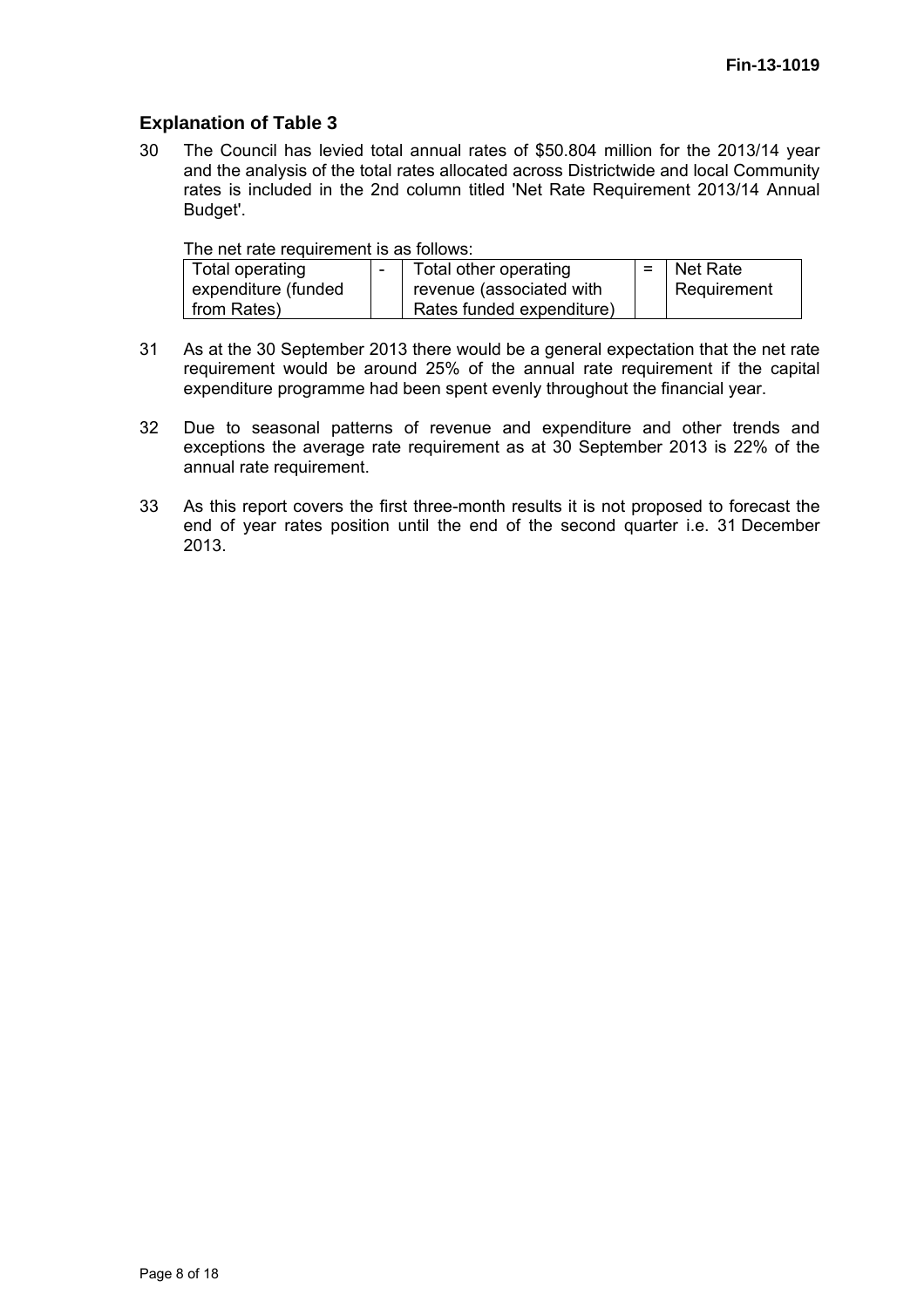## Explanation of Table 3

30 The Council has levied total annual rates of $50.804 million for the 2013/14 year and the analysis of the total rates allocated across Districtwide and local Community rates is included in the 2nd column titled 'Net Rate Requirement 2013/14 Annual Budget'.

The net rate requirement is as follows:

| Total operating expenditure (funded from Rates) | - | Total other operating revenue (associated with Rates funded expenditure) | = | Net Rate Requirement |
|---|---|---|---|---|

31 As at the 30 September 2013 there would be a general expectation that the net rate requirement would be around 25% of the annual rate requirement if the capital expenditure programme had been spent evenly throughout the financial year.

32 Due to seasonal patterns of revenue and expenditure and other trends and exceptions the average rate requirement as at 30 September 2013 is 22% of the annual rate requirement.

33 As this report covers the first three-month results it is not proposed to forecast the end of year rates position until the end of the second quarter i.e. 31 December 2013.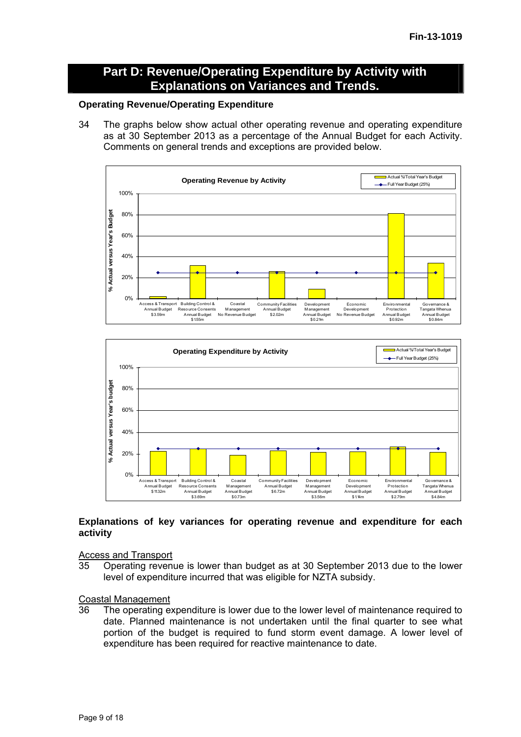## Part D: Revenue/Operating Expenditure by Activity with Explanations on Variances and Trends.

### Operating Revenue/Operating Expenditure

34 The graphs below show actual other operating revenue and operating expenditure as at 30 September 2013 as a percentage of the Annual Budget for each Activity. Comments on general trends and exceptions are provided below.

### Explanations of key variances for operating revenue and expenditure for each activity

Access and Transport

35 Operating revenue is lower than budget as at 30 September 2013 due to the lower level of expenditure incurred that was eligible for NZTA subsidy.

Coastal Management

36 The operating expenditure is lower due to the lower level of maintenance required to date. Planned maintenance is not undertaken until the final quarter to see what portion of the budget is required to fund storm event damage. A lower level of expenditure has been required for reactive maintenance to date.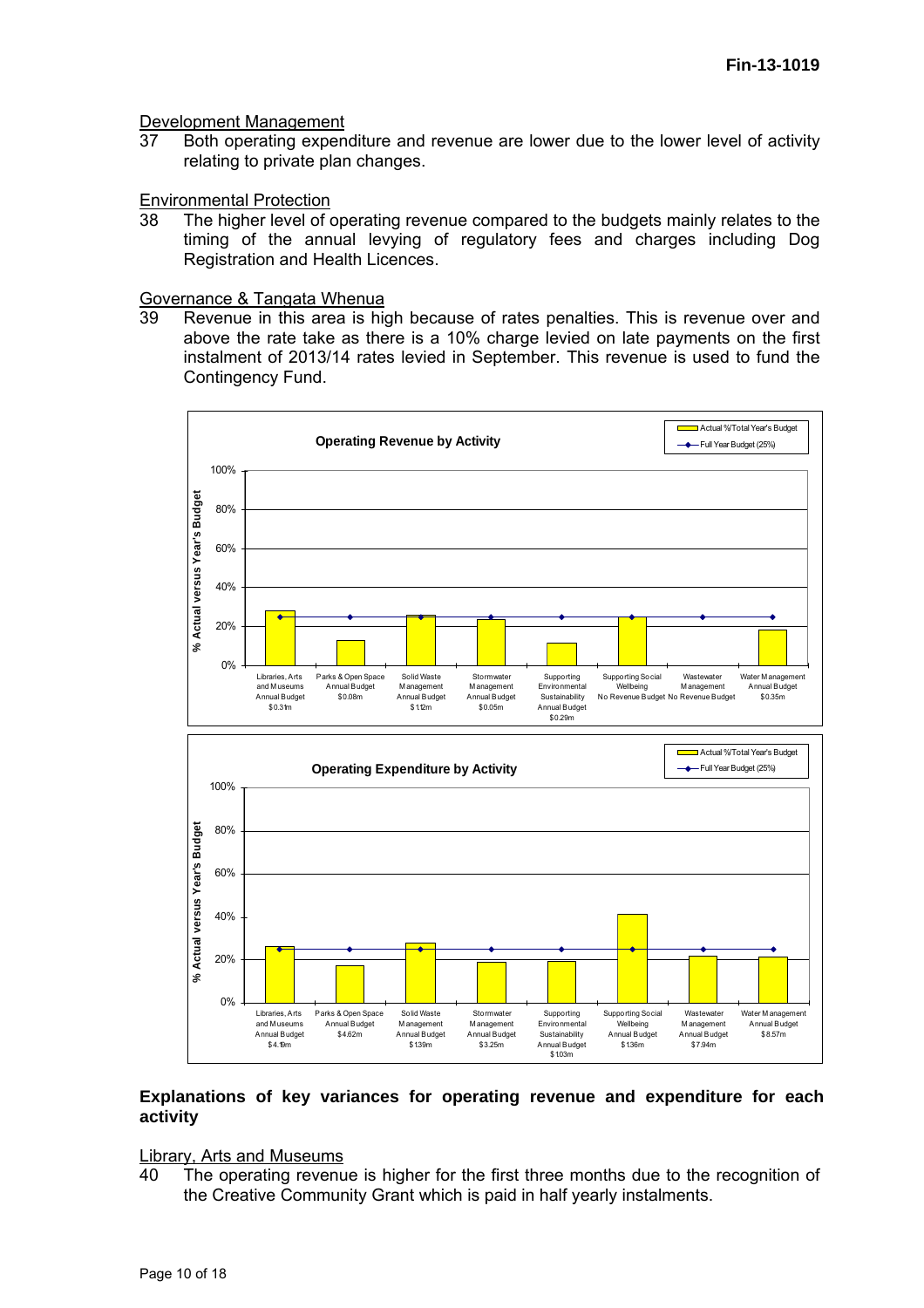Development Management

37 Both operating expenditure and revenue are lower due to the lower level of activity relating to private plan changes.

Environmental Protection

38 The higher level of operating revenue compared to the budgets mainly relates to the timing of the annual levying of regulatory fees and charges including Dog Registration and Health Licences.

Governance & Tangata Whenua

39 Revenue in this area is high because of rates penalties. This is revenue over and above the rate take as there is a 10% charge levied on late payments on the first instalment of 2013/14 rates levied in September. This revenue is used to fund the Contingency Fund.

**Operating Revenue by Activity**

Legend: Actual %/Total Year's Budget; Full Year Budget (25%)

Y-axis: % Actual versus Year's Budget

| Activity | Annual Budget |
|---|---|
| Libraries, Arts and Museums | $0.31m |
| Parks & Open Space | $0.08m |
| Solid Waste Management | $1.12m |
| Stormwater Management | $0.05m |
| Supporting Environmental Sustainability | $0.29m |
| Supporting Social Wellbeing | No Revenue Budget |
| Wastewater Management | No Revenue Budget |
| Water Management | $0.35m |

**Operating Expenditure by Activity**

Legend: Actual %/Total Year's Budget; Full Year Budget (25%)

Y-axis: % Actual versus Year's Budget

| Activity | Annual Budget |
|---|---|
| Libraries, Arts and Museums | $4.19m |
| Parks & Open Space | $4.62m |
| Solid Waste Management | $1.39m |
| Stormwater Management | $3.25m |
| Supporting Environmental Sustainability | $1.03m |
| Supporting Social Wellbeing | $1.36m |
| Wastewater Management | $7.94m |
| Water Management | $8.57m |

## Explanations of key variances for operating revenue and expenditure for each activity

Library, Arts and Museums

40 The operating revenue is higher for the first three months due to the recognition of the Creative Community Grant which is paid in half yearly instalments.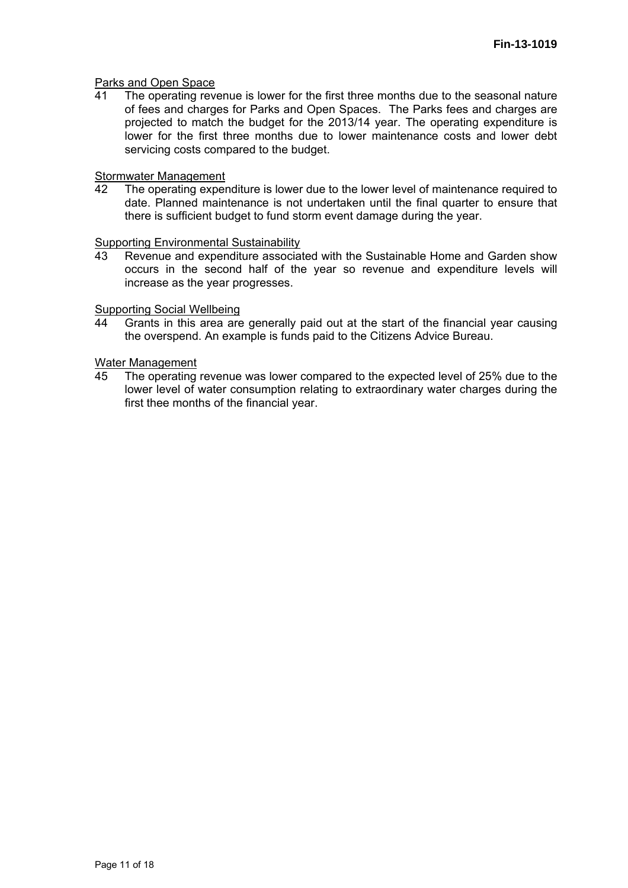Parks and Open Space

41 The operating revenue is lower for the first three months due to the seasonal nature of fees and charges for Parks and Open Spaces. The Parks fees and charges are projected to match the budget for the 2013/14 year. The operating expenditure is lower for the first three months due to lower maintenance costs and lower debt servicing costs compared to the budget.

Stormwater Management

42 The operating expenditure is lower due to the lower level of maintenance required to date. Planned maintenance is not undertaken until the final quarter to ensure that there is sufficient budget to fund storm event damage during the year.

Supporting Environmental Sustainability

43 Revenue and expenditure associated with the Sustainable Home and Garden show occurs in the second half of the year so revenue and expenditure levels will increase as the year progresses.

Supporting Social Wellbeing

44 Grants in this area are generally paid out at the start of the financial year causing the overspend. An example is funds paid to the Citizens Advice Bureau.

Water Management

45 The operating revenue was lower compared to the expected level of 25% due to the lower level of water consumption relating to extraordinary water charges during the first thee months of the financial year.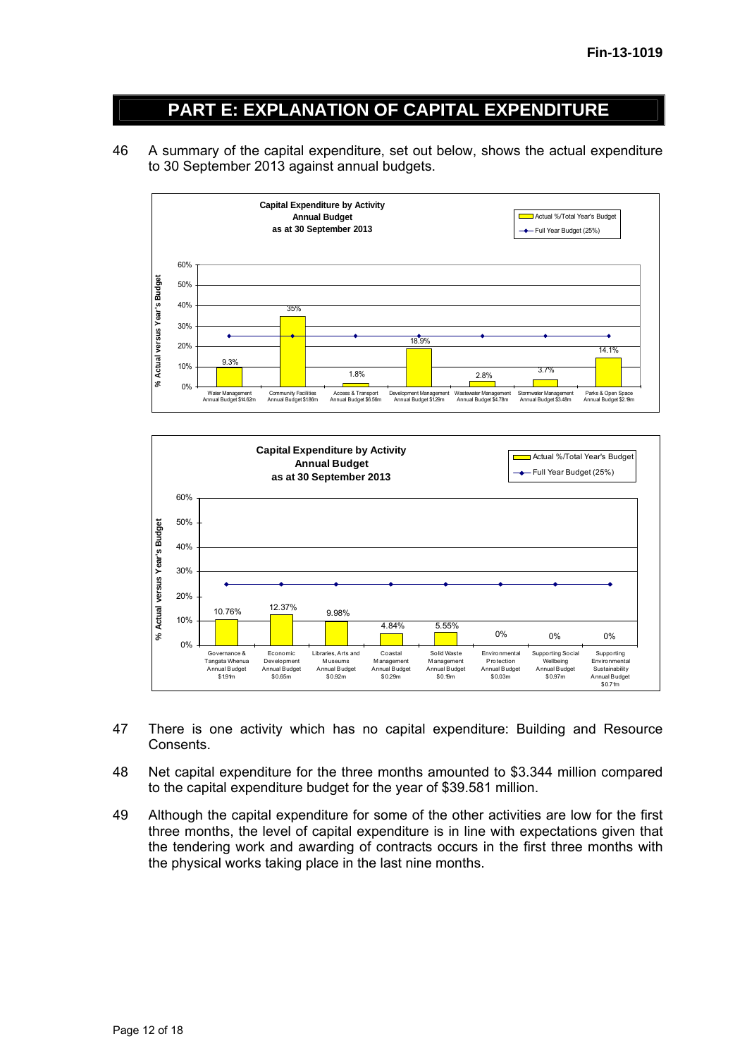# PART E: EXPLANATION OF CAPITAL EXPENDITURE

46 A summary of the capital expenditure, set out below, shows the actual expenditure to 30 September 2013 against annual budgets.

**Capital Expenditure by Activity Annual Budget as at 30 September 2013**

| Activity | Annual Budget | Actual %/Total Year's Budget | Full Year Budget (25%) |
|---|---|---|---|
| Water Management | $14.62m | 9.3% | 25% |
| Community Facilities | $1.86m | 35% | 25% |
| Access & Transport | $6.56m | 1.8% | 25% |
| Development Management | $1.29m | 18.9% | 25% |
| Wastewater Management | $4.78m | 2.8% | 25% |
| Stormwater Management | $3.48m | 3.7% | 25% |
| Parks & Open Space | $2.19m | 14.1% | 25% |

**Capital Expenditure by Activity Annual Budget as at 30 September 2013**

| Activity | Annual Budget | Actual %/Total Year's Budget | Full Year Budget (25%) |
|---|---|---|---|
| Governance & Tangata Whenua | $1.91m | 10.76% | 25% |
| Economic Development | $0.65m | 12.37% | 25% |
| Libraries, Arts and Museums | $0.92m | 9.98% | 25% |
| Coastal Management | $0.29m | 4.84% | 25% |
| Solid Waste Management | $0.19m | 5.55% | 25% |
| Environmental Protection | $0.03m | 0% | 25% |
| Supporting Social Wellbeing | $0.97m | 0% | 25% |
| Supporting Environmental Sustainability | $0.71m | 0% | 25% |

47 There is one activity which has no capital expenditure: Building and Resource Consents.

48 Net capital expenditure for the three months amounted to $3.344 million compared to the capital expenditure budget for the year of $39.581 million.

49 Although the capital expenditure for some of the other activities are low for the first three months, the level of capital expenditure is in line with expectations given that the tendering work and awarding of contracts occurs in the first three months with the physical works taking place in the last nine months.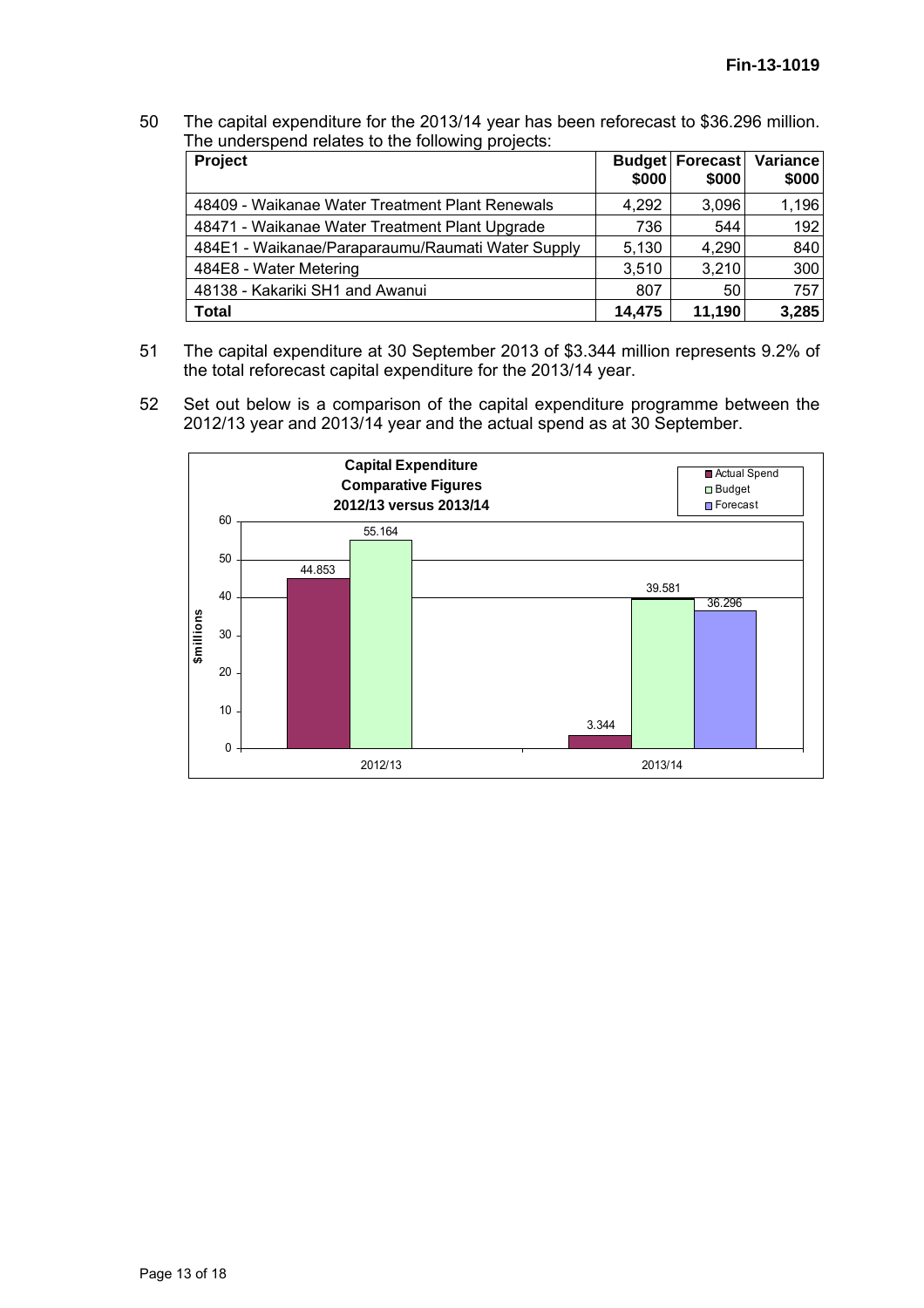50 The capital expenditure for the 2013/14 year has been reforecast to $36.296 million. The underspend relates to the following projects:

| Project | Budget $000 | Forecast $000 | Variance $000 |
|---|---|---|---|
| 48409 - Waikanae Water Treatment Plant Renewals | 4,292 | 3,096 | 1,196 |
| 48471 - Waikanae Water Treatment Plant Upgrade | 736 | 544 | 192 |
| 484E1 - Waikanae/Paraparaumu/Raumati Water Supply | 5,130 | 4,290 | 840 |
| 484E8 - Water Metering | 3,510 | 3,210 | 300 |
| 48138 - Kakariki SH1 and Awanui | 807 | 50 | 757 |
| **Total** | **14,475** | **11,190** | **3,285** |

51 The capital expenditure at 30 September 2013 of $3.344 million represents 9.2% of the total reforecast capital expenditure for the 2013/14 year.

52 Set out below is a comparison of the capital expenditure programme between the 2012/13 year and 2013/14 year and the actual spend as at 30 September.

**Capital Expenditure Comparative Figures 2012/13 versus 2013/14**

| $millions | Actual Spend | Budget | Forecast |
|---|---|---|---|
| 2012/13 | 44.853 | 55.164 | |
| 2013/14 | 3.344 | 39.581 | 36.296 |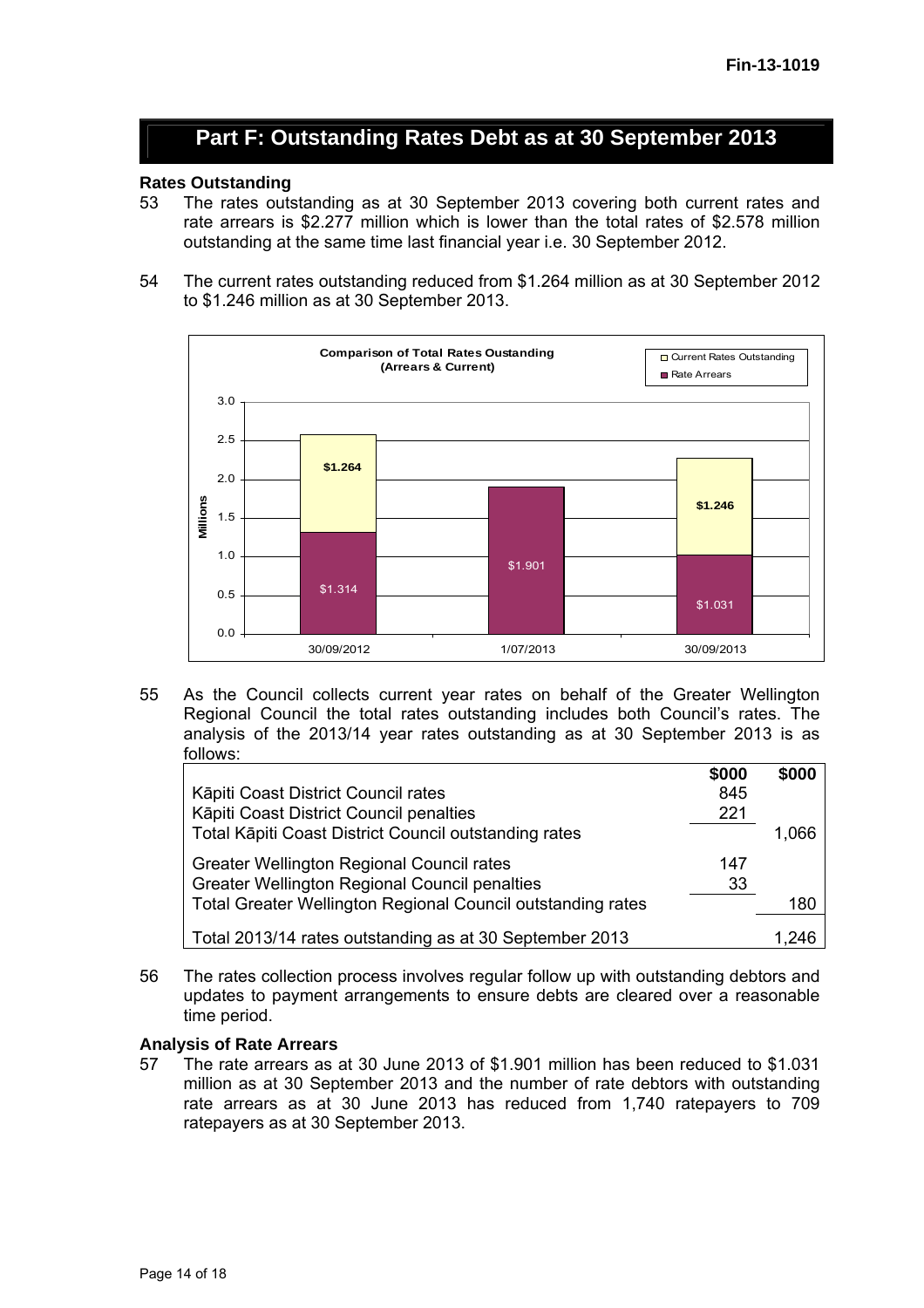## Part F: Outstanding Rates Debt as at 30 September 2013

**Rates Outstanding**

53 The rates outstanding as at 30 September 2013 covering both current rates and rate arrears is $2.277 million which is lower than the total rates of $2.578 million outstanding at the same time last financial year i.e. 30 September 2012.

54 The current rates outstanding reduced from $1.264 million as at 30 September 2012 to $1.246 million as at 30 September 2013.

**Comparison of Total Rates Oustanding (Arrears & Current)**

| Date | Rate Arrears (Millions) | Current Rates Outstanding (Millions) |
|---|---|---|
| 30/09/2012 | $1.314 | $1.264 |
| 1/07/2013 | $1.901 | |
| 30/09/2013 | $1.031 | $1.246 |

55 As the Council collects current year rates on behalf of the Greater Wellington Regional Council the total rates outstanding includes both Council's rates. The analysis of the 2013/14 year rates outstanding as at 30 September 2013 is as follows:

| | $000 | $000 |
|---|---|---|
| Kāpiti Coast District Council rates | 845 | |
| Kāpiti Coast District Council penalties | 221 | |
| Total Kāpiti Coast District Council outstanding rates | | 1,066 |
| Greater Wellington Regional Council rates | 147 | |
| Greater Wellington Regional Council penalties | 33 | |
| Total Greater Wellington Regional Council outstanding rates | | 180 |
| Total 2013/14 rates outstanding as at 30 September 2013 | | 1,246 |

56 The rates collection process involves regular follow up with outstanding debtors and updates to payment arrangements to ensure debts are cleared over a reasonable time period.

**Analysis of Rate Arrears**

57 The rate arrears as at 30 June 2013 of $1.901 million has been reduced to $1.031 million as at 30 September 2013 and the number of rate debtors with outstanding rate arrears as at 30 June 2013 has reduced from 1,740 ratepayers to 709 ratepayers as at 30 September 2013.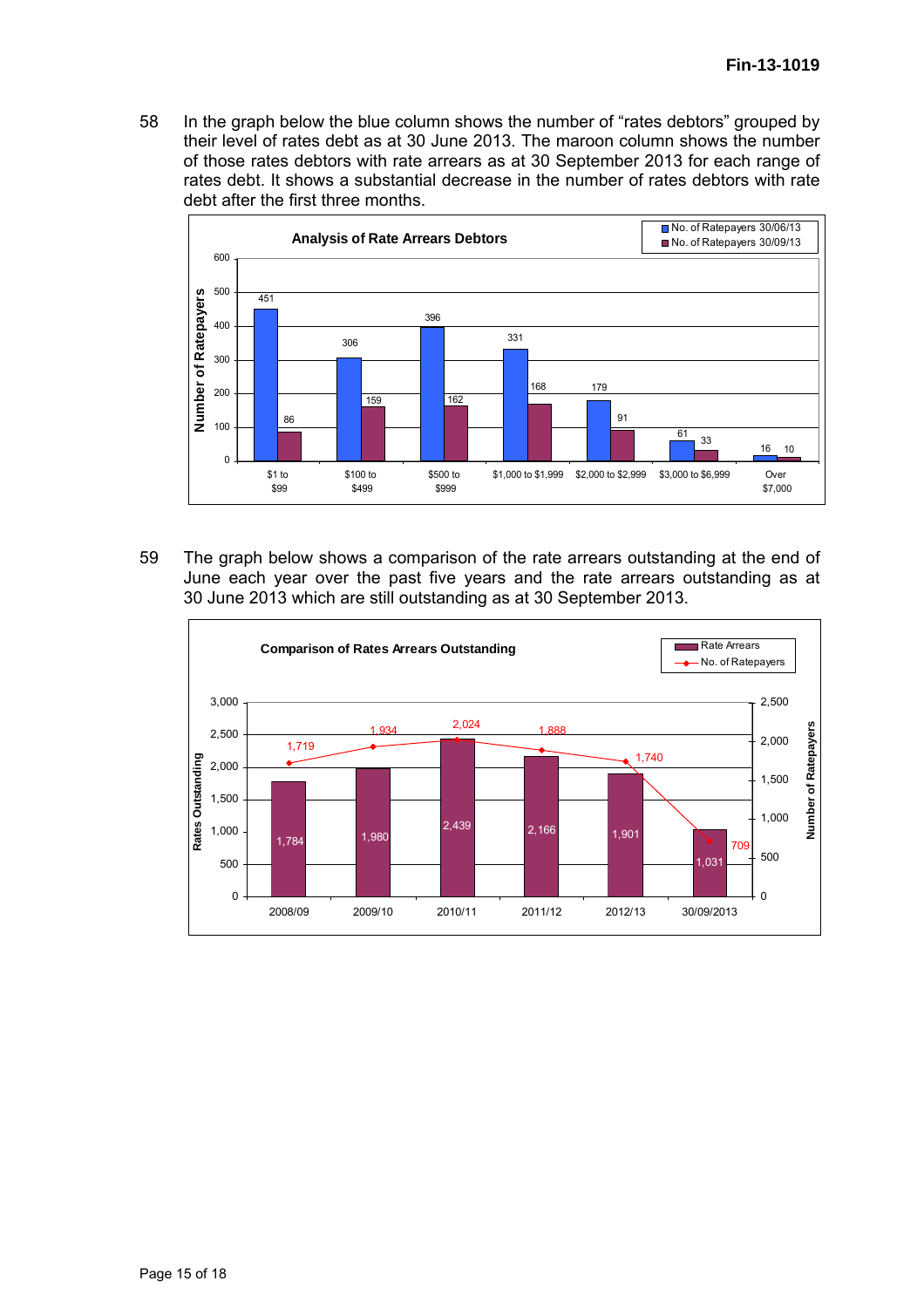58 In the graph below the blue column shows the number of "rates debtors" grouped by their level of rates debt as at 30 June 2013. The maroon column shows the number of those rates debtors with rate arrears as at 30 September 2013 for each range of rates debt. It shows a substantial decrease in the number of rates debtors with rate debt after the first three months.

**Analysis of Rate Arrears Debtors**

| Range of rates debt | No. of Ratepayers 30/06/13 | No. of Ratepayers 30/09/13 |
|---|---|---|
| $1 to $99 | 451 | 86 |
| $100 to $499 | 306 | 159 |
| $500 to $999 | 396 | 162 |
| $1,000 to $1,999 | 331 | 168 |
| $2,000 to $2,999 | 179 | 91 |
| $3,000 to $6,999 | 61 | 33 |
| Over $7,000 | 16 | 10 |

59 The graph below shows a comparison of the rate arrears outstanding at the end of June each year over the past five years and the rate arrears outstanding as at 30 June 2013 which are still outstanding as at 30 September 2013.

**Comparison of Rates Arrears Outstanding**

| Period | Rate Arrears (Rates Outstanding) | No. of Ratepayers |
|---|---|---|
| 2008/09 | 1,784 | 1,719 |
| 2009/10 | 1,980 | 1,934 |
| 2010/11 | 2,439 | 2,024 |
| 2011/12 | 2,166 | 1,888 |
| 2012/13 | 1,901 | 1,740 |
| 30/09/2013 | 1,031 | 709 |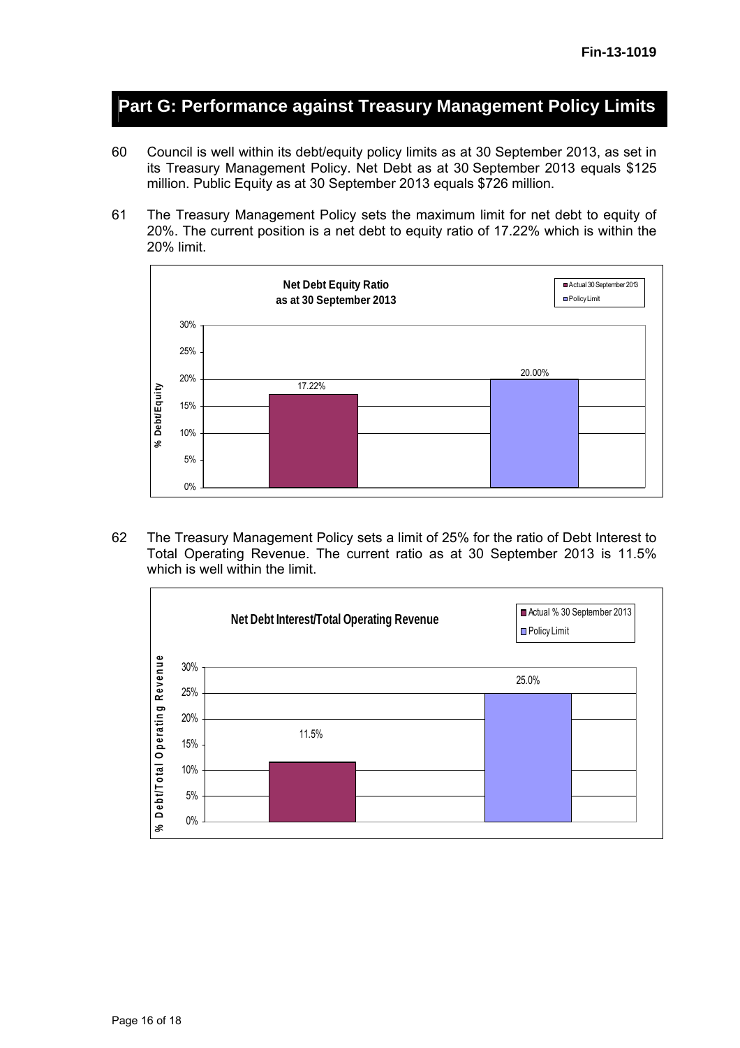## Part G: Performance against Treasury Management Policy Limits

60 Council is well within its debt/equity policy limits as at 30 September 2013, as set in its Treasury Management Policy. Net Debt as at 30 September 2013 equals $125 million. Public Equity as at 30 September 2013 equals $726 million.

61 The Treasury Management Policy sets the maximum limit for net debt to equity of 20%. The current position is a net debt to equity ratio of 17.22% which is within the 20% limit.

**Net Debt Equity Ratio as at 30 September 2013**

| | Actual 30 September 2013 | Policy Limit |
|---|---|---|
| % Debt/Equity | 17.22% | 20.00% |

62 The Treasury Management Policy sets a limit of 25% for the ratio of Debt Interest to Total Operating Revenue. The current ratio as at 30 September 2013 is 11.5% which is well within the limit.

**Net Debt Interest/Total Operating Revenue**

| | Actual % 30 September 2013 | Policy Limit |
|---|---|---|
| % Debt/Total Operating Revenue | 11.5% | 25.0% |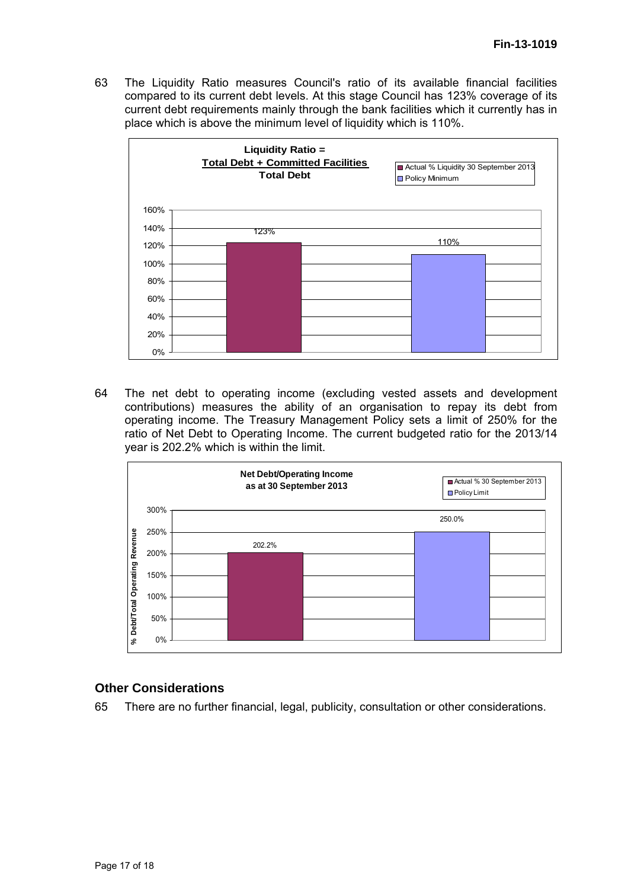63 The Liquidity Ratio measures Council's ratio of its available financial facilities compared to its current debt levels. At this stage Council has 123% coverage of its current debt requirements mainly through the bank facilities which it currently has in place which is above the minimum level of liquidity which is 110%.

**Liquidity Ratio = Total Debt + Committed Facilities / Total Debt**

| | Actual % Liquidity 30 September 2013 | Policy Minimum |
|---|---|---|
| Liquidity Ratio | 123% | 110% |

64 The net debt to operating income (excluding vested assets and development contributions) measures the ability of an organisation to repay its debt from operating income. The Treasury Management Policy sets a limit of 250% for the ratio of Net Debt to Operating Income. The current budgeted ratio for the 2013/14 year is 202.2% which is within the limit.

**Net Debt/Operating Income as at 30 September 2013**

| | Actual % 30 September 2013 | Policy Limit |
|---|---|---|
| % Debt/Total Operating Revenue | 202.2% | 250.0% |

## Other Considerations

65 There are no further financial, legal, publicity, consultation or other considerations.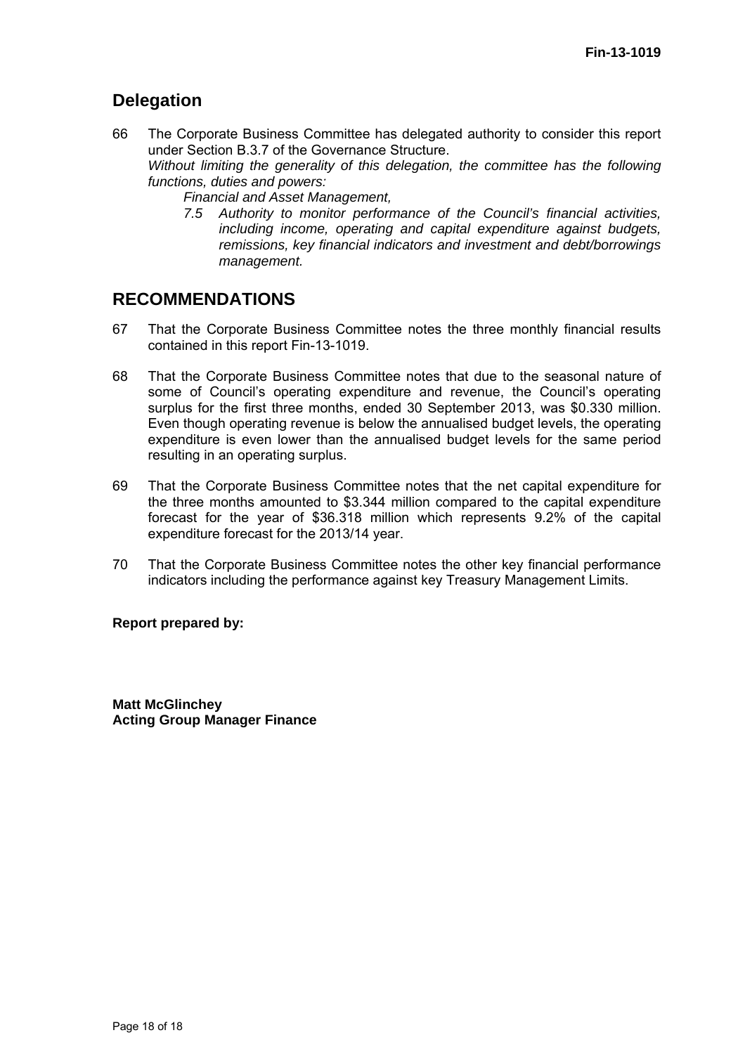## Delegation

66 The Corporate Business Committee has delegated authority to consider this report under Section B.3.7 of the Governance Structure.
*Without limiting the generality of this delegation, the committee has the following functions, duties and powers:*

*Financial and Asset Management,*

*7.5 Authority to monitor performance of the Council's financial activities, including income, operating and capital expenditure against budgets, remissions, key financial indicators and investment and debt/borrowings management.*

## RECOMMENDATIONS

67 That the Corporate Business Committee notes the three monthly financial results contained in this report Fin-13-1019.

68 That the Corporate Business Committee notes that due to the seasonal nature of some of Council's operating expenditure and revenue, the Council's operating surplus for the first three months, ended 30 September 2013, was $0.330 million. Even though operating revenue is below the annualised budget levels, the operating expenditure is even lower than the annualised budget levels for the same period resulting in an operating surplus.

69 That the Corporate Business Committee notes that the net capital expenditure for the three months amounted to $3.344 million compared to the capital expenditure forecast for the year of $36.318 million which represents 9.2% of the capital expenditure forecast for the 2013/14 year.

70 That the Corporate Business Committee notes the other key financial performance indicators including the performance against key Treasury Management Limits.

**Report prepared by:**

**Matt McGlinchey**
**Acting Group Manager Finance**